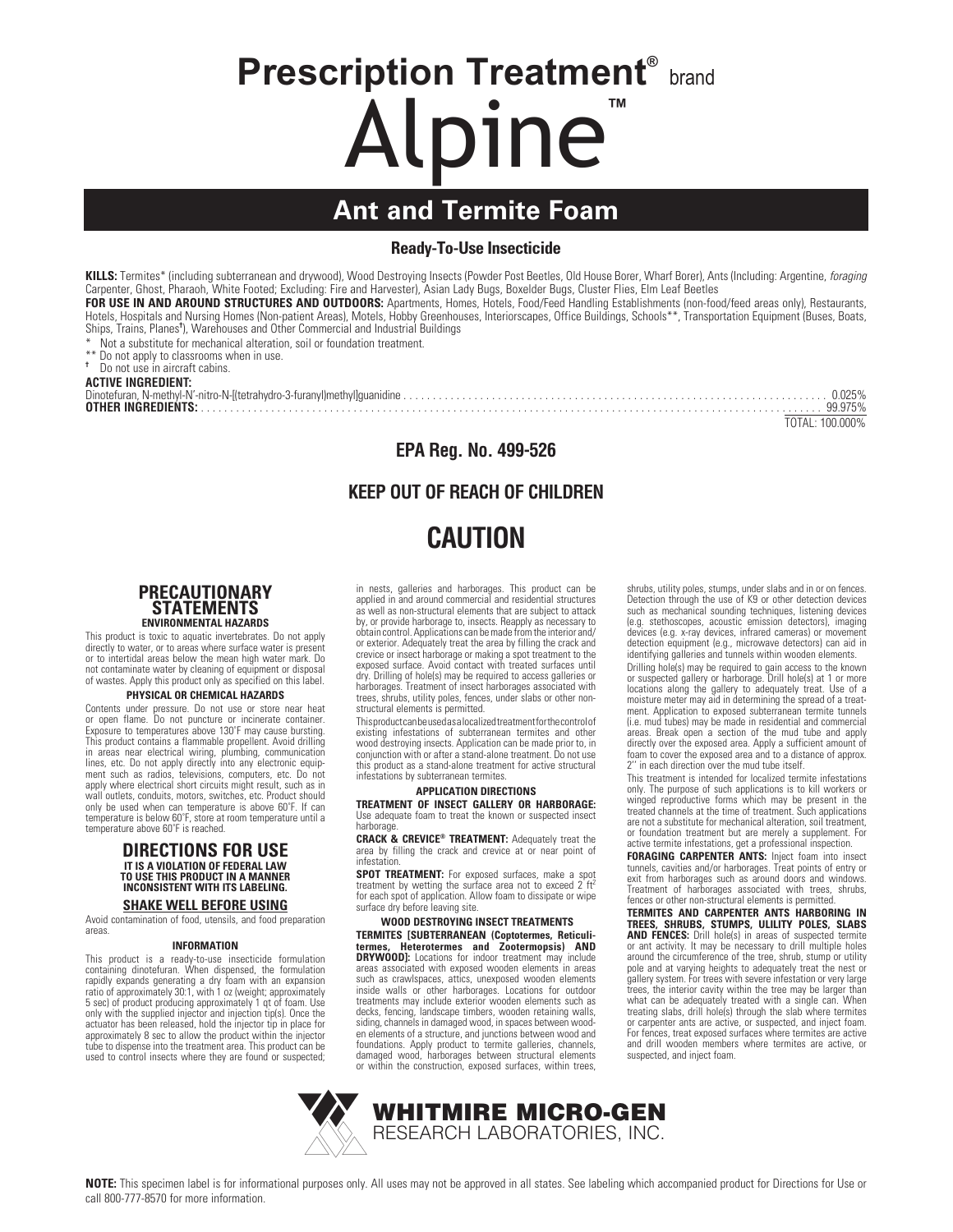# Prescription Treatment® brand

# Alpine™

## Ant and Termite Foam

### Ready-To-Use Insecticide

**KILLS:** Termites* (including subterranean and drywood), Wood Destroying Insects (Powder Post Beetles, Old House Borer, Wharf Borer), Ants (Including: Argentine, *foraging* Carpenter, Ghost, Pharaoh, White Footed; Excluding: Fire and Harvester), Asian Lady Bugs, Boxelder Bugs, Cluster Flies, Elm Leaf Beetles

**FOR USE IN AND AROUND STRUCTURES AND OUTDOORS:** Apartments, Homes, Hotels, Food/Feed Handling Establishments (non-food/feed areas only), Restaurants, Hotels, Hospitals and Nursing Homes (Non-patient Areas), Motels, Hobby Greenhouses, Interiorscapes, Office Buildings, Schools**, Transportation Equipment (Buses, Boats, Ships, Trains, Planes†), Warehouses and Other Commercial and Industrial Buildings

\* Not a substitute for mechanical alteration, soil or foundation treatment.

\** Do not apply to classrooms when in use.

† Do not use in aircraft cabins.

**ACTIVE INGREDIENT:**

| | |
|---|---|
| Dinotefuran, N-methyl-N'-nitro-N-[(tetrahydro-3-furanyl)methyl]guanidine | 0.025% |
| **OTHER INGREDIENTS:** | 99.975% |
| | TOTAL: 100.000% |

**EPA Reg. No. 499-526**

**KEEP OUT OF REACH OF CHILDREN**

# CAUTION

## PRECAUTIONARY STATEMENTS

### ENVIRONMENTAL HAZARDS

This product is toxic to aquatic invertebrates. Do not apply directly to water, or to areas where surface water is present or to intertidal areas below the mean high water mark. Do not contaminate water by cleaning of equipment or disposal of wastes. Apply this product only as specified on this label.

### PHYSICAL OR CHEMICAL HAZARDS

Contents under pressure. Do not use or store near heat or open flame. Do not puncture or incinerate container. Exposure to temperatures above 130°F may cause bursting. This product contains a flammable propellent. Avoid drilling in areas near electrical wiring, plumbing, communication lines, etc. Do not apply directly into any electronic equipment such as radios, televisions, computers, etc. Do not apply where electrical short circuits might result, such as in wall outlets, conduits, motors, switches, etc. Product should only be used when can temperature is above 60°F. If can temperature is below 60°F, store at room temperature until a temperature above 60°F is reached.

## DIRECTIONS FOR USE

**IT IS A VIOLATION OF FEDERAL LAW TO USE THIS PRODUCT IN A MANNER INCONSISTENT WITH ITS LABELING.**

### SHAKE WELL BEFORE USING

Avoid contamination of food, utensils, and food preparation areas.

### INFORMATION

This product is a ready-to-use insecticide formulation containing dinotefuran. When dispensed, the formulation rapidly expands generating a dry foam with an expansion ratio of approximately 30:1, with 1 oz (weight; approximately 5 sec) of product producing approximately 1 qt of foam. Use only with the supplied injector and injection tip(s). Once the actuator has been released, hold the injector tip in place for approximately 8 sec to allow the product within the injector tube to dispense into the treatment area. This product can be used to control insects where they are found or suspected; in nests, galleries and harborages. This product can be applied in and around commercial and residential structures as well as non-structural elements that are subject to attack by, or provide harborage to, insects. Reapply as necessary to obtain control. Applications can be made from the interior and/or exterior. Adequately treat the area by filling the crack and crevice or insect harborage or making a spot treatment to the exposed surface. Avoid contact with treated surfaces until dry. Drilling of hole(s) may be required to access galleries or harborages. Treatment of insect harborages associated with trees, shrubs, utility poles, fences, under slabs or other non-structural elements is permitted.

This product can be used as a localized treatment for the control of existing infestations of subterranean termites and other wood destroying insects. Application can be made prior to, in conjunction with or after a stand-alone treatment. Do not use this product as a stand-alone treatment for active structural infestations by subterranean termites.

### APPLICATION DIRECTIONS

**TREATMENT OF INSECT GALLERY OR HARBORAGE:** Use adequate foam to treat the known or suspected insect harborage.

**CRACK & CREVICE® TREATMENT:** Adequately treat the area by filling the crack and crevice at or near point of infestation.

**SPOT TREATMENT:** For exposed surfaces, make a spot treatment by wetting the surface area not to exceed 2 ft² for each spot of application. Allow foam to dissipate or wipe surface dry before leaving site.

### WOOD DESTROYING INSECT TREATMENTS

**TERMITES [SUBTERRANEAN (Coptotermes, Reticulitermes, Heterotermes and Zootermopsis) AND DRYWOOD]:** Locations for indoor treatment may include areas associated with exposed wooden elements in areas such as crawlspaces, attics, unexposed wooden elements inside walls or other harborages. Locations for outdoor treatments may include exterior wooden elements such as decks, fencing, landscape timbers, wooden retaining walls, siding, channels in damaged wood, in spaces between wooden elements of a structure, and junctions between wood and foundations. Apply product to termite galleries, channels, damaged wood, harborages between structural elements or within the construction, exposed surfaces, within trees, shrubs, utility poles, stumps, under slabs and in or on fences. Detection through the use of K9 or other detection devices such as mechanical sounding techniques, listening devices (e.g. stethoscopes, acoustic emission detectors), imaging devices (e.g. x-ray devices, infrared cameras) or movement detection equipment (e.g., microwave detectors) can aid in identifying galleries and tunnels within wooden elements.

Drilling hole(s) may be required to gain access to the known or suspected gallery or harborage. Drill hole(s) at 1 or more locations along the gallery to adequately treat. Use of a moisture meter may aid in determining the spread of a treatment. Application to exposed subterranean termite tunnels (i.e. mud tubes) may be made in residential and commercial areas. Break open a section of the mud tube and apply directly over the exposed area. Apply a sufficient amount of foam to cover the exposed area and to a distance of approx. 2'' in each direction over the mud tube itself.

This treatment is intended for localized termite infestations only. The purpose of such applications is to kill workers or winged reproductive forms which may be present in the treated channels at the time of treatment. Such applications are not a substitute for mechanical alteration, soil treatment, or foundation treatment but are merely a supplement. For active termite infestations, get a professional inspection.

**FORAGING CARPENTER ANTS:** Inject foam into insect tunnels, cavities and/or harborages. Treat points of entry or exit from harborages such as around doors and windows. Treatment of harborages associated with trees, shrubs, fences or other non-structural elements is permitted.

**TERMITES AND CARPENTER ANTS HARBORING IN TREES, SHRUBS, STUMPS, ULILITY POLES, SLABS AND FENCES:** Drill hole(s) in areas of suspected termite or ant activity. It may be necessary to drill multiple holes around the circumference of the tree, shrub, stump or utility pole and at varying heights to adequately treat the nest or gallery system. For trees with severe infestation or very large trees, the interior cavity within the tree may be larger than what can be adequately treated with a single can. When treating slabs, drill hole(s) through the slab where termites or carpenter ants are active, or suspected, and inject foam. For fences, treat exposed surfaces where termites are active and drill wooden members where termites are active, or suspected, and inject foam.

**WHITMIRE MICRO-GEN**
RESEARCH LABORATORIES, INC.

**NOTE:** This specimen label is for informational purposes only. All uses may not be approved in all states. See labeling which accompanied product for Directions for Use or call 800-777-8570 for more information.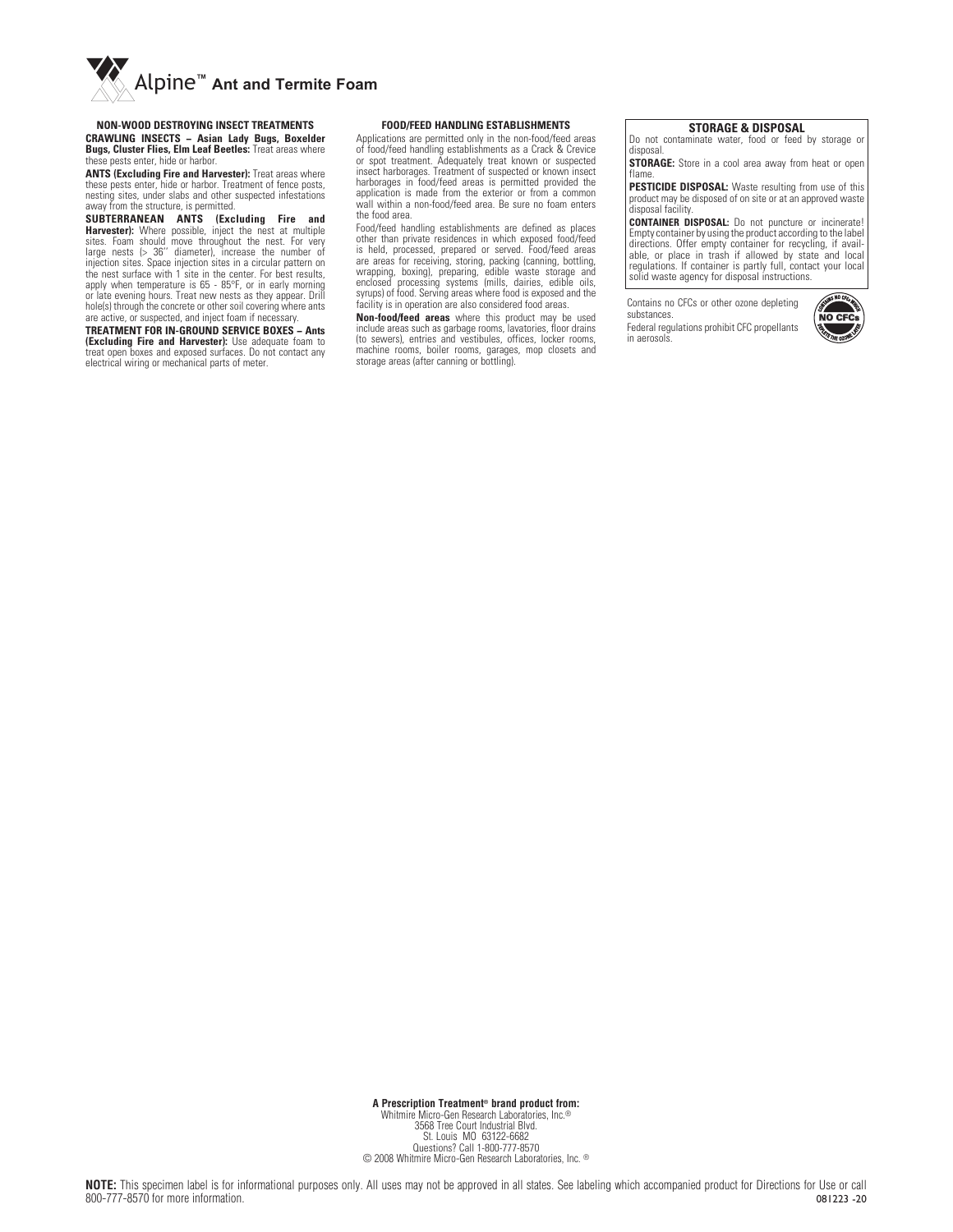# Alpine™ Ant and Termite Foam

### NON-WOOD DESTROYING INSECT TREATMENTS

**CRAWLING INSECTS – Asian Lady Bugs, Boxelder Bugs, Cluster Flies, Elm Leaf Beetles:** Treat areas where these pests enter, hide or harbor.

**ANTS (Excluding Fire and Harvester):** Treat areas where these pests enter, hide or harbor. Treatment of fence posts, nesting sites, under slabs and other suspected infestations away from the structure, is permitted.

**SUBTERRANEAN ANTS (Excluding Fire and Harvester):** Where possible, inject the nest at multiple sites. Foam should move throughout the nest. For very large nests (> 36'' diameter), increase the number of injection sites. Space injection sites in a circular pattern on the nest surface with 1 site in the center. For best results, apply when temperature is 65 - 85°F, or in early morning or late evening hours. Treat new nests as they appear. Drill hole(s) through the concrete or other soil covering where ants are active, or suspected, and inject foam if necessary.

**TREATMENT FOR IN-GROUND SERVICE BOXES – Ants (Excluding Fire and Harvester):** Use adequate foam to treat open boxes and exposed surfaces. Do not contact any electrical wiring or mechanical parts of meter.

### FOOD/FEED HANDLING ESTABLISHMENTS

Applications are permitted only in the non-food/feed areas of food/feed handling establishments as a Crack & Crevice or spot treatment. Adequately treat known or suspected insect harborages. Treatment of suspected or known insect harborages in food/feed areas is permitted provided the application is made from the exterior or from a common wall within a non-food/feed area. Be sure no foam enters the food area.

Food/feed handling establishments are defined as places other than private residences in which exposed food/feed is held, processed, prepared or served. Food/feed areas are areas for receiving, storing, packing (canning, bottling, wrapping, boxing), preparing, edible waste storage and enclosed processing systems (mills, dairies, edible oils, syrups) of food. Serving areas where food is exposed and the facility is in operation are also considered food areas.

**Non-food/feed areas** where this product may be used include areas such as garbage rooms, lavatories, floor drains (to sewers), entries and vestibules, offices, locker rooms, machine rooms, boiler rooms, garages, mop closets and storage areas (after canning or bottling).

### STORAGE & DISPOSAL

Do not contaminate water, food or feed by storage or disposal.

**STORAGE:** Store in a cool area away from heat or open flame.

**PESTICIDE DISPOSAL:** Waste resulting from use of this product may be disposed of on site or at an approved waste disposal facility.

**CONTAINER DISPOSAL:** Do not puncture or incinerate! Empty container by using the product according to the label directions. Offer empty container for recycling, if available, or place in trash if allowed by state and local regulations. If container is partly full, contact your local solid waste agency for disposal instructions.

Contains no CFCs or other ozone depleting substances.
Federal regulations prohibit CFC propellants in aerosols.

CONTAINS NO CFCs WHICH DEPLETE THE OZONE LAYER
NO CFCs

**A Prescription Treatment® brand product from:**
Whitmire Micro-Gen Research Laboratories, Inc.®
3568 Tree Court Industrial Blvd.
St. Louis MO 63122-6682
Questions? Call 1-800-777-8570
© 2008 Whitmire Micro-Gen Research Laboratories, Inc. ®

**NOTE:** This specimen label is for informational purposes only. All uses may not be approved in all states. See labeling which accompanied product for Directions for Use or call 800-777-8570 for more information.

081223 -20